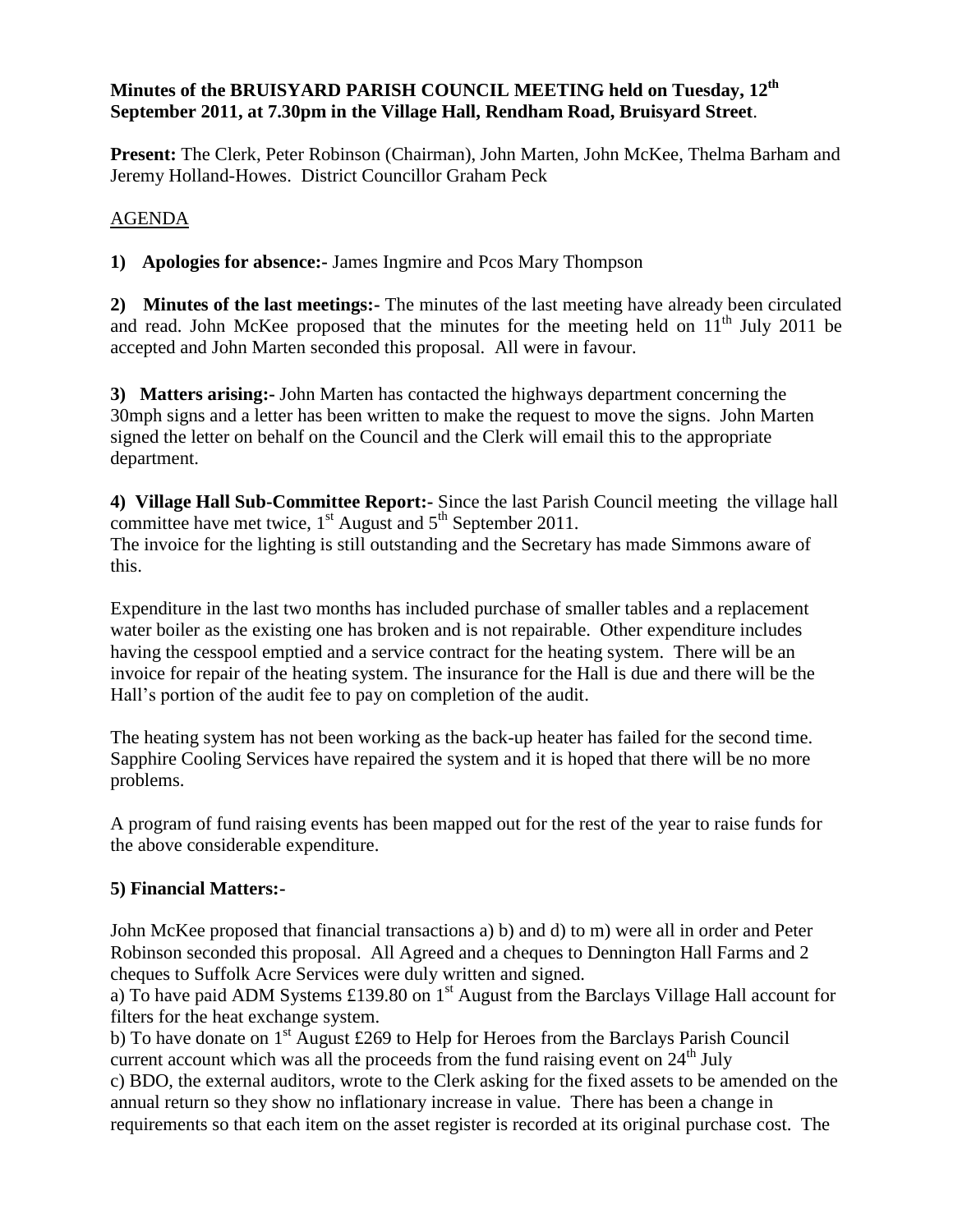**Minutes of the BRUISYARD PARISH COUNCIL MEETING held on Tuesday, 12th September 2011, at 7.30pm in the Village Hall, Rendham Road, Bruisyard Street**.

**Present:** The Clerk, Peter Robinson (Chairman), John Marten, John McKee, Thelma Barham and Jeremy Holland-Howes. District Councillor Graham Peck

AGENDA

**1) Apologies for absence:-** James Ingmire and Pcos Mary Thompson

**2) Minutes of the last meetings:-** The minutes of the last meeting have already been circulated and read. John McKee proposed that the minutes for the meeting held on 11th July 2011 be accepted and John Marten seconded this proposal. All were in favour.

**3) Matters arising:-** John Marten has contacted the highways department concerning the 30mph signs and a letter has been written to make the request to move the signs. John Marten signed the letter on behalf on the Council and the Clerk will email this to the appropriate department.

**4) Village Hall Sub-Committee Report:-** Since the last Parish Council meeting the village hall committee have met twice, 1st August and 5th September 2011.
The invoice for the lighting is still outstanding and the Secretary has made Simmons aware of this.

Expenditure in the last two months has included purchase of smaller tables and a replacement water boiler as the existing one has broken and is not repairable. Other expenditure includes having the cesspool emptied and a service contract for the heating system. There will be an invoice for repair of the heating system. The insurance for the Hall is due and there will be the Hall's portion of the audit fee to pay on completion of the audit.

The heating system has not been working as the back-up heater has failed for the second time. Sapphire Cooling Services have repaired the system and it is hoped that there will be no more problems.

A program of fund raising events has been mapped out for the rest of the year to raise funds for the above considerable expenditure.

**5) Financial Matters:-**

John McKee proposed that financial transactions a) b) and d) to m) were all in order and Peter Robinson seconded this proposal. All Agreed and a cheques to Dennington Hall Farms and 2 cheques to Suffolk Acre Services were duly written and signed.
a) To have paid ADM Systems £139.80 on 1st August from the Barclays Village Hall account for filters for the heat exchange system.
b) To have donate on 1st August £269 to Help for Heroes from the Barclays Parish Council current account which was all the proceeds from the fund raising event on 24th July
c) BDO, the external auditors, wrote to the Clerk asking for the fixed assets to be amended on the annual return so they show no inflationary increase in value. There has been a change in requirements so that each item on the asset register is recorded at its original purchase cost. The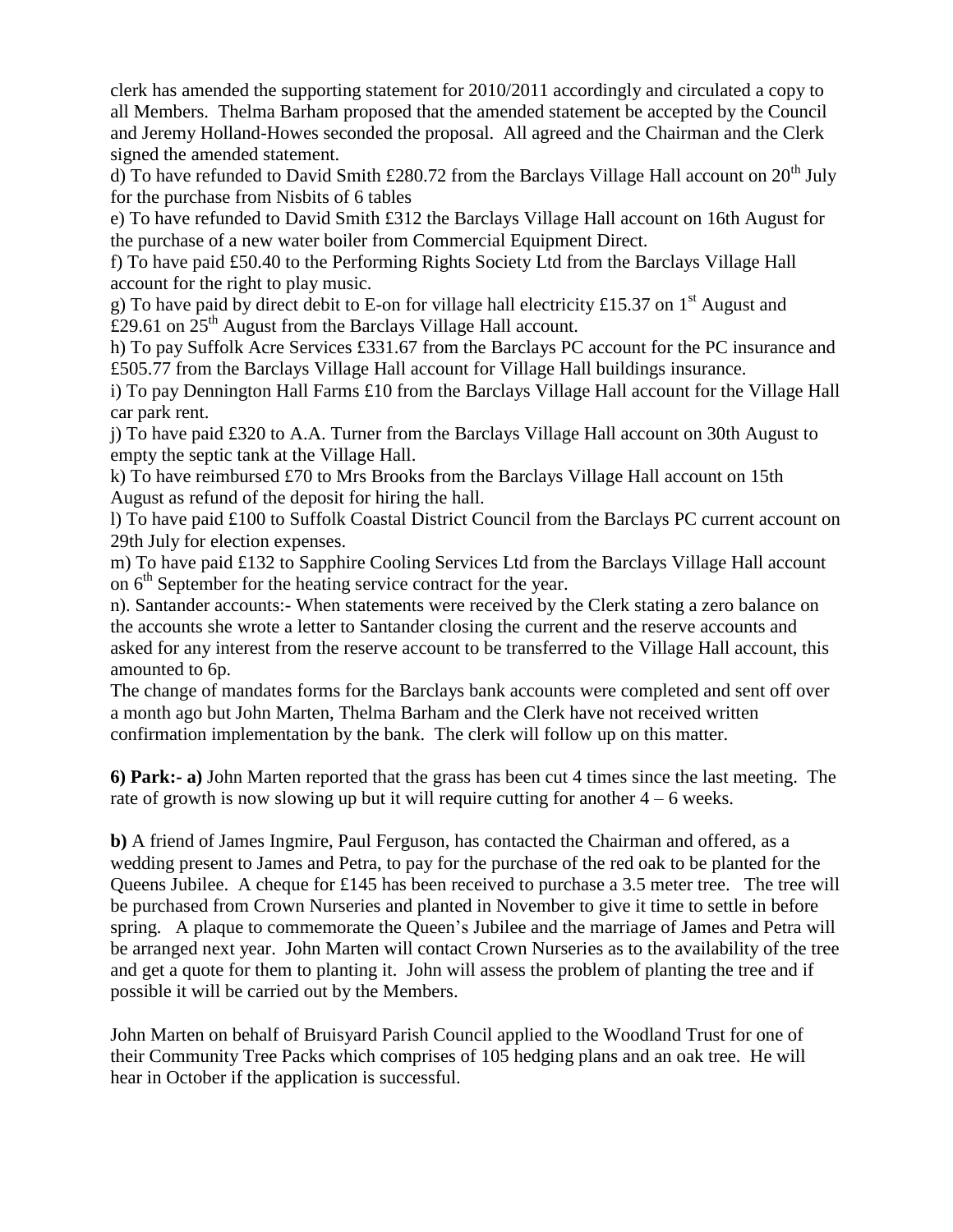clerk has amended the supporting statement for 2010/2011 accordingly and circulated a copy to all Members. Thelma Barham proposed that the amended statement be accepted by the Council and Jeremy Holland-Howes seconded the proposal. All agreed and the Chairman and the Clerk signed the amended statement.

d) To have refunded to David Smith £280.72 from the Barclays Village Hall account on 20th July for the purchase from Nisbits of 6 tables

e) To have refunded to David Smith £312 the Barclays Village Hall account on 16th August for the purchase of a new water boiler from Commercial Equipment Direct.

f) To have paid £50.40 to the Performing Rights Society Ltd from the Barclays Village Hall account for the right to play music.

g) To have paid by direct debit to E-on for village hall electricity £15.37 on 1st August and £29.61 on 25th August from the Barclays Village Hall account.

h) To pay Suffolk Acre Services £331.67 from the Barclays PC account for the PC insurance and £505.77 from the Barclays Village Hall account for Village Hall buildings insurance.

i) To pay Dennington Hall Farms £10 from the Barclays Village Hall account for the Village Hall car park rent.

j) To have paid £320 to A.A. Turner from the Barclays Village Hall account on 30th August to empty the septic tank at the Village Hall.

k) To have reimbursed £70 to Mrs Brooks from the Barclays Village Hall account on 15th August as refund of the deposit for hiring the hall.

l) To have paid £100 to Suffolk Coastal District Council from the Barclays PC current account on 29th July for election expenses.

m) To have paid £132 to Sapphire Cooling Services Ltd from the Barclays Village Hall account on 6th September for the heating service contract for the year.

n). Santander accounts:- When statements were received by the Clerk stating a zero balance on the accounts she wrote a letter to Santander closing the current and the reserve accounts and asked for any interest from the reserve account to be transferred to the Village Hall account, this amounted to 6p.

The change of mandates forms for the Barclays bank accounts were completed and sent off over a month ago but John Marten, Thelma Barham and the Clerk have not received written confirmation implementation by the bank. The clerk will follow up on this matter.

**6) Park:- a)** John Marten reported that the grass has been cut 4 times since the last meeting. The rate of growth is now slowing up but it will require cutting for another 4 – 6 weeks.

**b)** A friend of James Ingmire, Paul Ferguson, has contacted the Chairman and offered, as a wedding present to James and Petra, to pay for the purchase of the red oak to be planted for the Queens Jubilee. A cheque for £145 has been received to purchase a 3.5 meter tree. The tree will be purchased from Crown Nurseries and planted in November to give it time to settle in before spring. A plaque to commemorate the Queen's Jubilee and the marriage of James and Petra will be arranged next year. John Marten will contact Crown Nurseries as to the availability of the tree and get a quote for them to planting it. John will assess the problem of planting the tree and if possible it will be carried out by the Members.

John Marten on behalf of Bruisyard Parish Council applied to the Woodland Trust for one of their Community Tree Packs which comprises of 105 hedging plans and an oak tree. He will hear in October if the application is successful.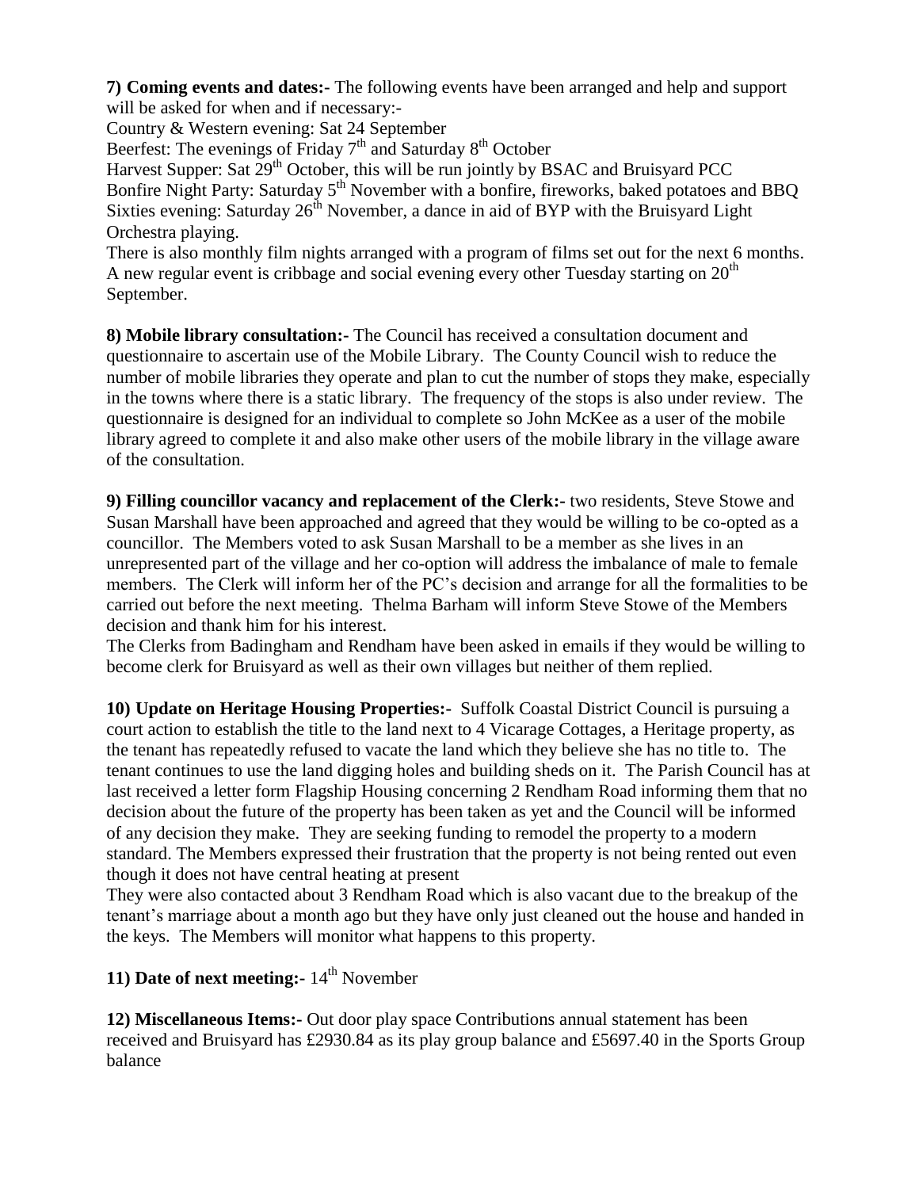**7) Coming events and dates:-** The following events have been arranged and help and support will be asked for when and if necessary:-

Country & Western evening: Sat 24 September

Beerfest: The evenings of Friday 7th and Saturday 8th October

Harvest Supper: Sat 29th October, this will be run jointly by BSAC and Bruisyard PCC

Bonfire Night Party: Saturday 5th November with a bonfire, fireworks, baked potatoes and BBQ

Sixties evening: Saturday 26th November, a dance in aid of BYP with the Bruisyard Light Orchestra playing.

There is also monthly film nights arranged with a program of films set out for the next 6 months. A new regular event is cribbage and social evening every other Tuesday starting on 20th September.

**8) Mobile library consultation:-** The Council has received a consultation document and questionnaire to ascertain use of the Mobile Library. The County Council wish to reduce the number of mobile libraries they operate and plan to cut the number of stops they make, especially in the towns where there is a static library. The frequency of the stops is also under review. The questionnaire is designed for an individual to complete so John McKee as a user of the mobile library agreed to complete it and also make other users of the mobile library in the village aware of the consultation.

**9) Filling councillor vacancy and replacement of the Clerk:-** two residents, Steve Stowe and Susan Marshall have been approached and agreed that they would be willing to be co-opted as a councillor. The Members voted to ask Susan Marshall to be a member as she lives in an unrepresented part of the village and her co-option will address the imbalance of male to female members. The Clerk will inform her of the PC's decision and arrange for all the formalities to be carried out before the next meeting. Thelma Barham will inform Steve Stowe of the Members decision and thank him for his interest.

The Clerks from Badingham and Rendham have been asked in emails if they would be willing to become clerk for Bruisyard as well as their own villages but neither of them replied.

**10) Update on Heritage Housing Properties:-** Suffolk Coastal District Council is pursuing a court action to establish the title to the land next to 4 Vicarage Cottages, a Heritage property, as the tenant has repeatedly refused to vacate the land which they believe she has no title to. The tenant continues to use the land digging holes and building sheds on it. The Parish Council has at last received a letter form Flagship Housing concerning 2 Rendham Road informing them that no decision about the future of the property has been taken as yet and the Council will be informed of any decision they make. They are seeking funding to remodel the property to a modern standard. The Members expressed their frustration that the property is not being rented out even though it does not have central heating at present

They were also contacted about 3 Rendham Road which is also vacant due to the breakup of the tenant's marriage about a month ago but they have only just cleaned out the house and handed in the keys. The Members will monitor what happens to this property.

**11) Date of next meeting:-** 14th November

**12) Miscellaneous Items:-** Out door play space Contributions annual statement has been received and Bruisyard has £2930.84 as its play group balance and £5697.40 in the Sports Group balance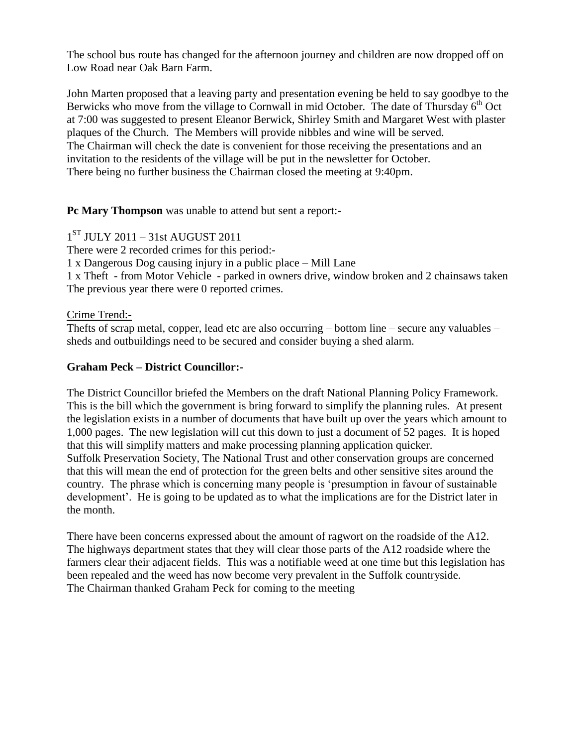The school bus route has changed for the afternoon journey and children are now dropped off on Low Road near Oak Barn Farm.

John Marten proposed that a leaving party and presentation evening be held to say goodbye to the Berwicks who move from the village to Cornwall in mid October. The date of Thursday 6th Oct at 7:00 was suggested to present Eleanor Berwick, Shirley Smith and Margaret West with plaster plaques of the Church. The Members will provide nibbles and wine will be served.
The Chairman will check the date is convenient for those receiving the presentations and an invitation to the residents of the village will be put in the newsletter for October.
There being no further business the Chairman closed the meeting at 9:40pm.

**Pc Mary Thompson** was unable to attend but sent a report:-

1ST JULY 2011 – 31st AUGUST 2011
There were 2 recorded crimes for this period:-
1 x Dangerous Dog causing injury in a public place – Mill Lane
1 x Theft - from Motor Vehicle - parked in owners drive, window broken and 2 chainsaws taken
The previous year there were 0 reported crimes.

Crime Trend:-
Thefts of scrap metal, copper, lead etc are also occurring – bottom line – secure any valuables – sheds and outbuildings need to be secured and consider buying a shed alarm.

**Graham Peck – District Councillor:-**

The District Councillor briefed the Members on the draft National Planning Policy Framework. This is the bill which the government is bring forward to simplify the planning rules. At present the legislation exists in a number of documents that have built up over the years which amount to 1,000 pages. The new legislation will cut this down to just a document of 52 pages. It is hoped that this will simplify matters and make processing planning application quicker.
Suffolk Preservation Society, The National Trust and other conservation groups are concerned that this will mean the end of protection for the green belts and other sensitive sites around the country. The phrase which is concerning many people is 'presumption in favour of sustainable development'. He is going to be updated as to what the implications are for the District later in the month.

There have been concerns expressed about the amount of ragwort on the roadside of the A12. The highways department states that they will clear those parts of the A12 roadside where the farmers clear their adjacent fields. This was a notifiable weed at one time but this legislation has been repealed and the weed has now become very prevalent in the Suffolk countryside.
The Chairman thanked Graham Peck for coming to the meeting